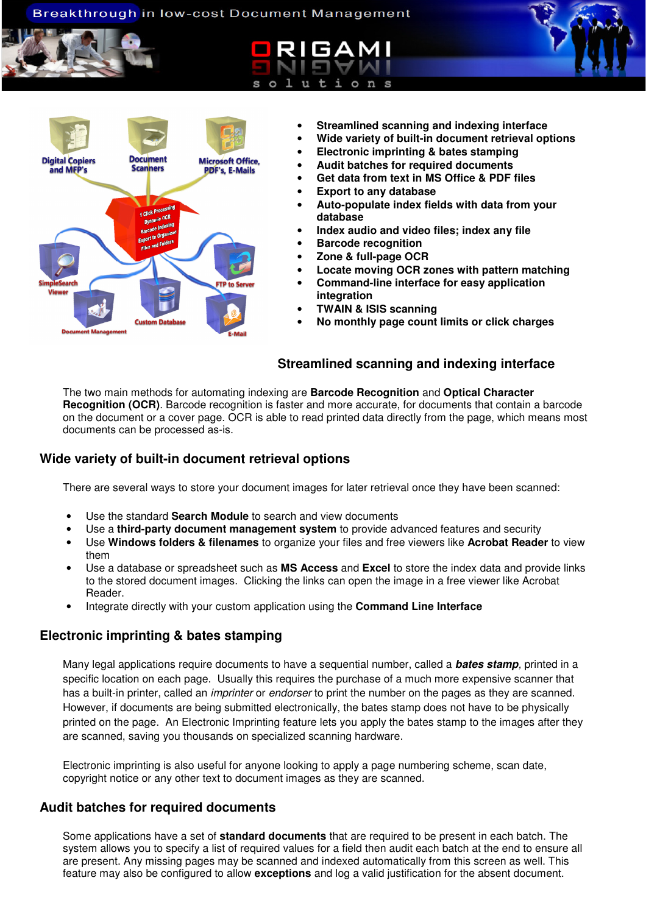Breakthrough in low-cost Document Management

ORIGAMI solutions

- **Streamlined scanning and indexing interface**
- **Wide variety of built-in document retrieval options**
- **Electronic imprinting & bates stamping**
- **Audit batches for required documents**
- **Get data from text in MS Office & PDF files**
- **Export to any database**
- **Auto-populate index fields with data from your database**
- **Index audio and video files; index any file**
- **Barcode recognition**
- **Zone & full-page OCR**
- **Locate moving OCR zones with pattern matching**
- **Command-line interface for easy application integration**
- **TWAIN & ISIS scanning**
- **No monthly page count limits or click charges**

## Streamlined scanning and indexing interface

The two main methods for automating indexing are **Barcode Recognition** and **Optical Character Recognition (OCR)**. Barcode recognition is faster and more accurate, for documents that contain a barcode on the document or a cover page. OCR is able to read printed data directly from the page, which means most documents can be processed as-is.

## Wide variety of built-in document retrieval options

There are several ways to store your document images for later retrieval once they have been scanned:

- Use the standard **Search Module** to search and view documents
- Use a **third-party document management system** to provide advanced features and security
- Use **Windows folders & filenames** to organize your files and free viewers like **Acrobat Reader** to view them
- Use a database or spreadsheet such as **MS Access** and **Excel** to store the index data and provide links to the stored document images. Clicking the links can open the image in a free viewer like Acrobat Reader.
- Integrate directly with your custom application using the **Command Line Interface**

## Electronic imprinting & bates stamping

Many legal applications require documents to have a sequential number, called a ***bates stamp***, printed in a specific location on each page. Usually this requires the purchase of a much more expensive scanner that has a built-in printer, called an *imprinter* or *endorser* to print the number on the pages as they are scanned. However, if documents are being submitted electronically, the bates stamp does not have to be physically printed on the page. An Electronic Imprinting feature lets you apply the bates stamp to the images after they are scanned, saving you thousands on specialized scanning hardware.

Electronic imprinting is also useful for anyone looking to apply a page numbering scheme, scan date, copyright notice or any other text to document images as they are scanned.

## Audit batches for required documents

Some applications have a set of **standard documents** that are required to be present in each batch. The system allows you to specify a list of required values for a field then audit each batch at the end to ensure all are present. Any missing pages may be scanned and indexed automatically from this screen as well. This feature may also be configured to allow **exceptions** and log a valid justification for the absent document.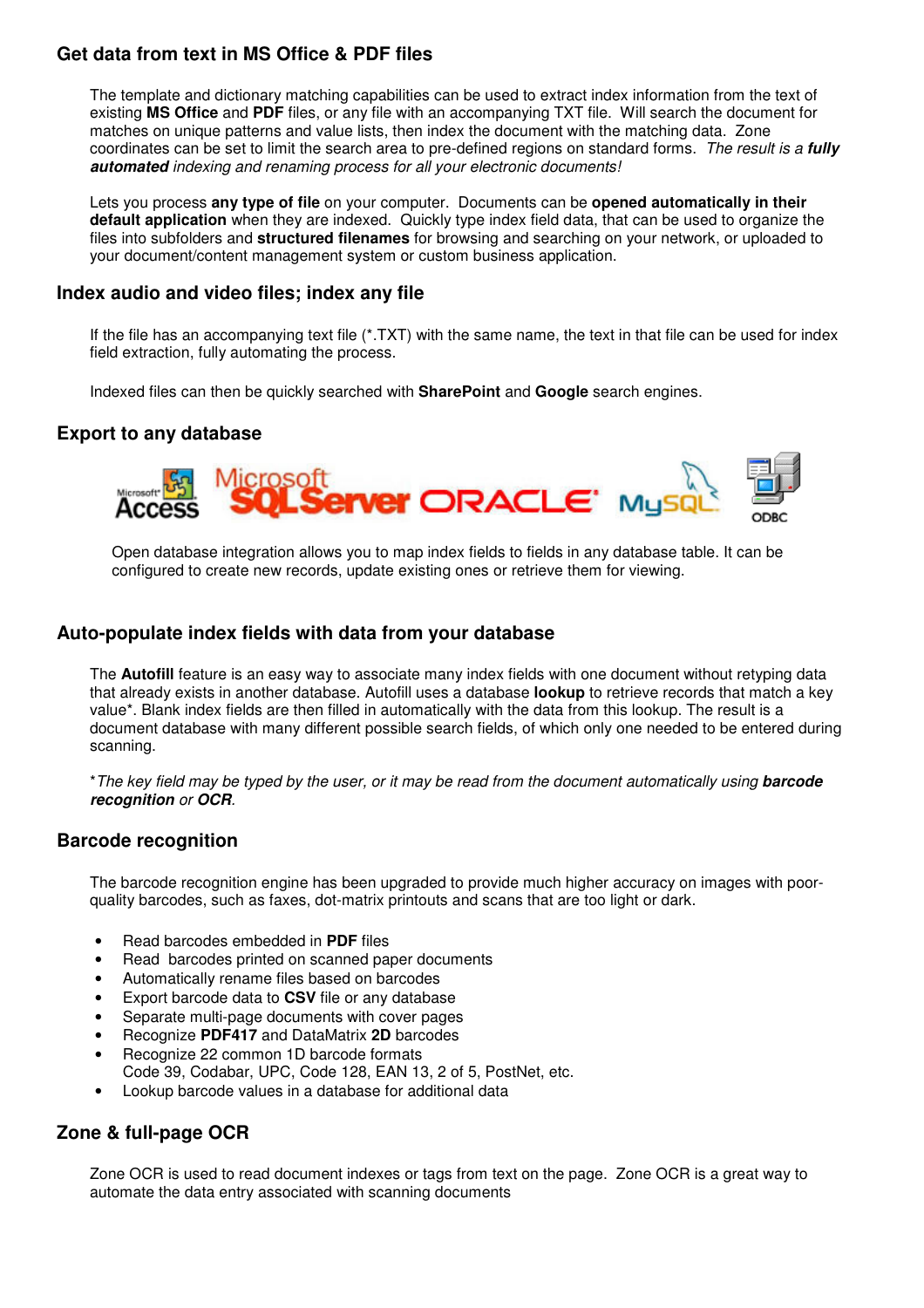## Get data from text in MS Office & PDF files

The template and dictionary matching capabilities can be used to extract index information from the text of existing **MS Office** and **PDF** files, or any file with an accompanying TXT file. Will search the document for matches on unique patterns and value lists, then index the document with the matching data. Zone coordinates can be set to limit the search area to pre-defined regions on standard forms. *The result is a **fully automated** indexing and renaming process for all your electronic documents!*

Lets you process **any type of file** on your computer. Documents can be **opened automatically in their default application** when they are indexed. Quickly type index field data, that can be used to organize the files into subfolders and **structured filenames** for browsing and searching on your network, or uploaded to your document/content management system or custom business application.

## Index audio and video files; index any file

If the file has an accompanying text file (*.TXT) with the same name, the text in that file can be used for index field extraction, fully automating the process.

Indexed files can then be quickly searched with **SharePoint** and **Google** search engines.

## Export to any database

Open database integration allows you to map index fields to fields in any database table. It can be configured to create new records, update existing ones or retrieve them for viewing.

## Auto-populate index fields with data from your database

The **Autofill** feature is an easy way to associate many index fields with one document without retyping data that already exists in another database. Autofill uses a database **lookup** to retrieve records that match a key value*. Blank index fields are then filled in automatically with the data from this lookup. The result is a document database with many different possible search fields, of which only one needed to be entered during scanning.

**The key field may be typed by the user, or it may be read from the document automatically using **barcode recognition** or **OCR**.*

## Barcode recognition

The barcode recognition engine has been upgraded to provide much higher accuracy on images with poor-quality barcodes, such as faxes, dot-matrix printouts and scans that are too light or dark.

- Read barcodes embedded in **PDF** files
- Read barcodes printed on scanned paper documents
- Automatically rename files based on barcodes
- Export barcode data to **CSV** file or any database
- Separate multi-page documents with cover pages
- Recognize **PDF417** and DataMatrix **2D** barcodes
- Recognize 22 common 1D barcode formats
  Code 39, Codabar, UPC, Code 128, EAN 13, 2 of 5, PostNet, etc.
- Lookup barcode values in a database for additional data

## Zone & full-page OCR

Zone OCR is used to read document indexes or tags from text on the page. Zone OCR is a great way to automate the data entry associated with scanning documents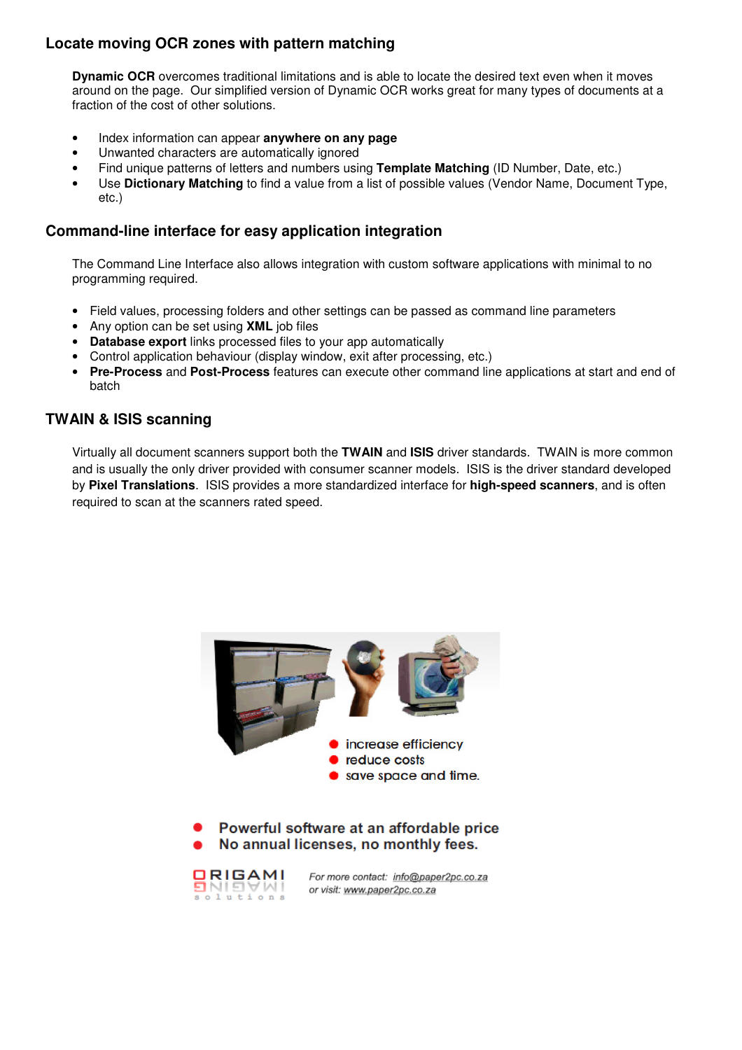## Locate moving OCR zones with pattern matching

**Dynamic OCR** overcomes traditional limitations and is able to locate the desired text even when it moves around on the page. Our simplified version of Dynamic OCR works great for many types of documents at a fraction of the cost of other solutions.

- Index information can appear **anywhere on any page**
- Unwanted characters are automatically ignored
- Find unique patterns of letters and numbers using **Template Matching** (ID Number, Date, etc.)
- Use **Dictionary Matching** to find a value from a list of possible values (Vendor Name, Document Type, etc.)

## Command-line interface for easy application integration

The Command Line Interface also allows integration with custom software applications with minimal to no programming required.

- Field values, processing folders and other settings can be passed as command line parameters
- Any option can be set using **XML** job files
- **Database export** links processed files to your app automatically
- Control application behaviour (display window, exit after processing, etc.)
- **Pre-Process** and **Post-Process** features can execute other command line applications at start and end of batch

## TWAIN & ISIS scanning

Virtually all document scanners support both the **TWAIN** and **ISIS** driver standards. TWAIN is more common and is usually the only driver provided with consumer scanner models. ISIS is the driver standard developed by **Pixel Translations**. ISIS provides a more standardized interface for **high-speed scanners**, and is often required to scan at the scanners rated speed.

- increase efficiency
- reduce costs
- save space and time.

- Powerful software at an affordable price
- No annual licenses, no monthly fees.

ORIGAMI solutions

*For more contact: info@paper2pc.co.za*
*or visit: www.paper2pc.co.za*